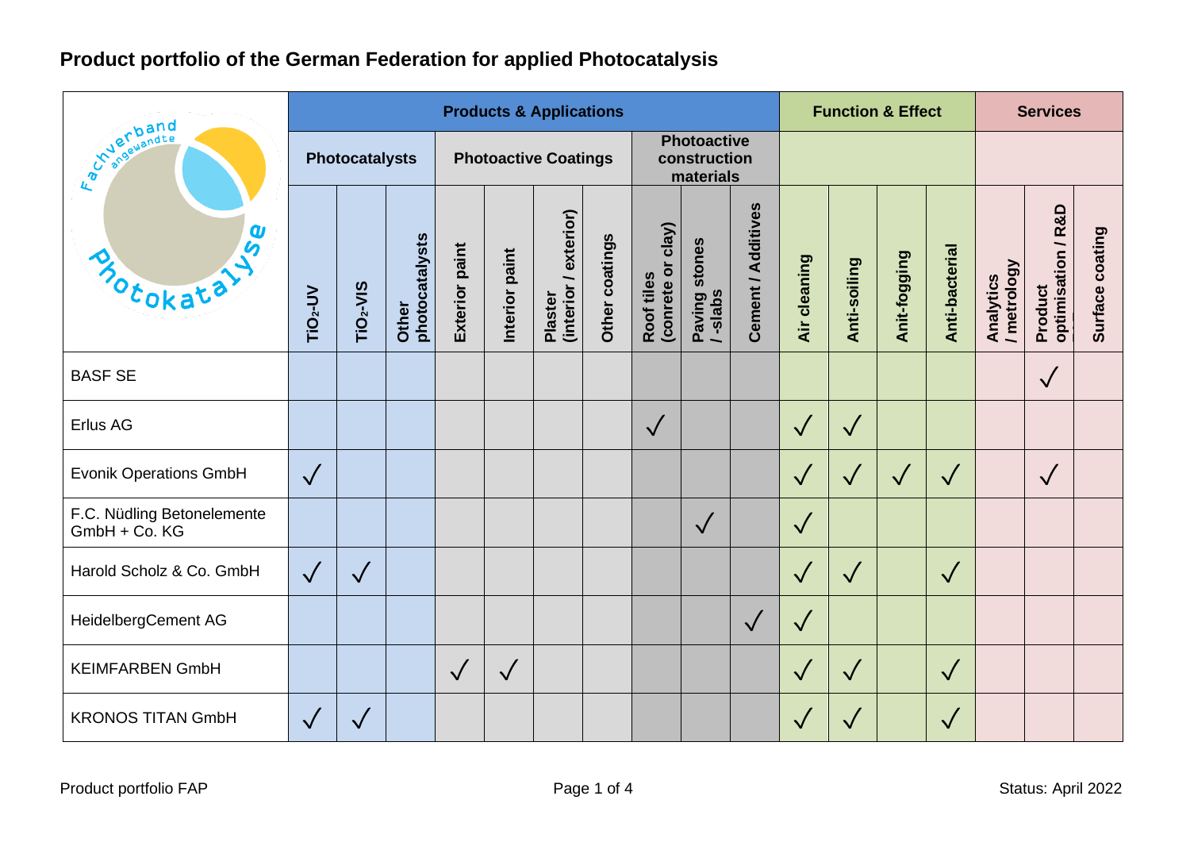# Product portfolio of the German Federation for applied Photocatalysis

| | Products & Applications | | | | | | | | | | Function & Effect | | | | Services | | |
|---|---|---|---|---|---|---|---|---|---|---|---|---|---|---|---|---|---|
| | Photocatalysts | | | Photoactive Coatings | | | | Photoactive construction materials | | | | | | | | | |
| | $TiO_2$-UV | $TiO_2$-VIS | Other photocatalysts | Exterior paint | Interior paint | Plaster (interior / exterior) | Other coatings | Roof tiles (conrete or clay) | Paving stones / -slabs | Cement / Additives | Air cleaning | Anti-soiling | Anit-fogging | Anti-bacterial | Analytics / metrology | Product optimisation / R&D | Surface coating |
| BASF SE | | | | | | | | | | | | | | | | √ | |
| Erlus AG | | | | | | | | √ | | | √ | √ | | | | | |
| Evonik Operations GmbH | √ | | | | | | | | | | √ | √ | √ | √ | | √ | |
| F.C. Nüdling Betonelemente GmbH + Co. KG | | | | | | | | | √ | | √ | | | | | | |
| Harold Scholz & Co. GmbH | √ | √ | | | | | | | | | √ | √ | | √ | | | |
| HeidelbergCement AG | | | | | | | | | | √ | √ | | | | | | |
| KEIMFARBEN GmbH | | | | √ | √ | | | | | | √ | √ | | √ | | | |
| KRONOS TITAN GmbH | √ | √ | | | | | | | | | √ | √ | | √ | | | |

Product portfolio FAP

Status: April 2022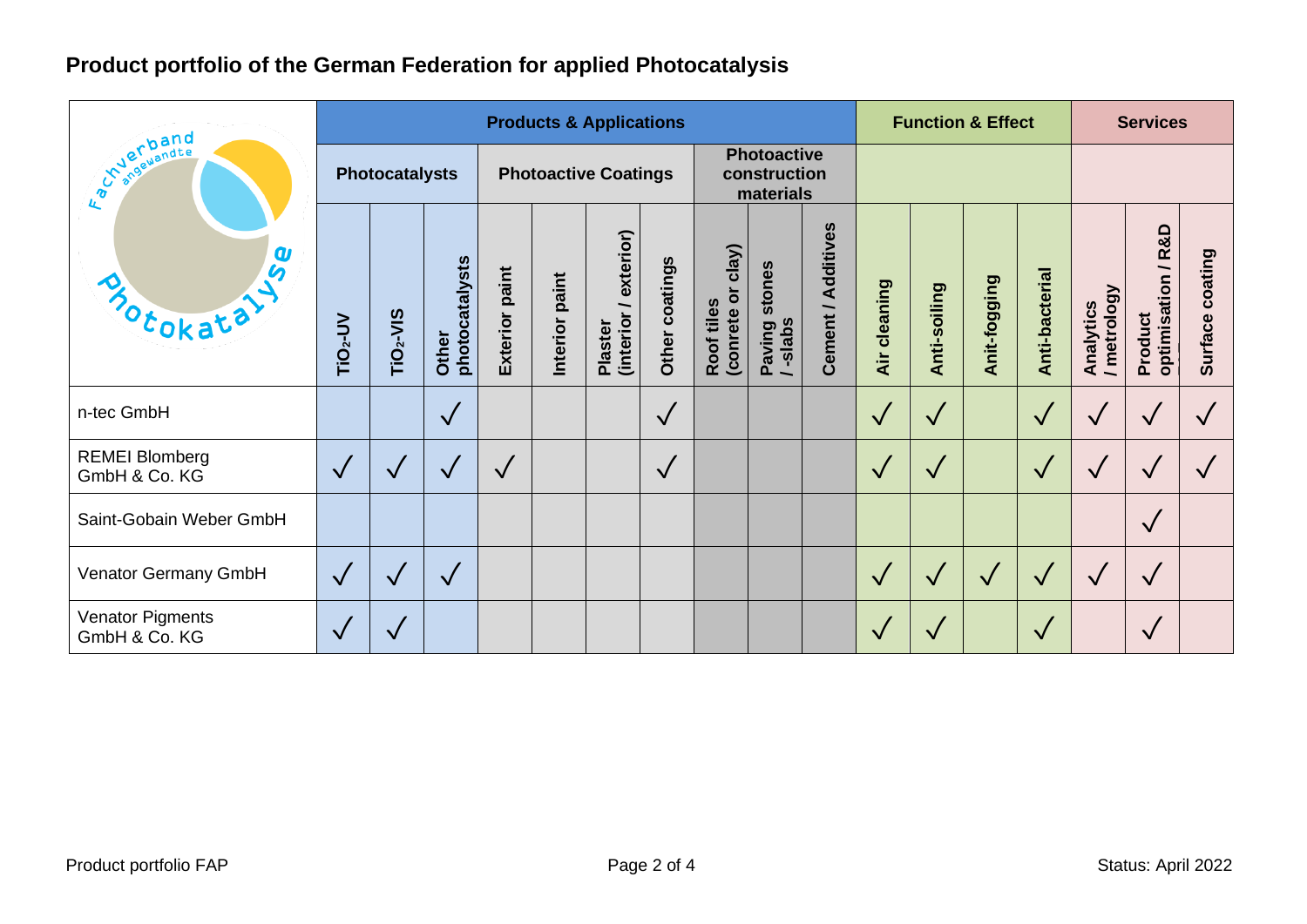## Product portfolio of the German Federation for applied Photocatalysis

| | Products & Applications | | | | | | | | | | Function & Effect | | | | Services | | |
|---|---|---|---|---|---|---|---|---|---|---|---|---|---|---|---|---|---|
| | Photocatalysts | | | Photoactive Coatings | | | | Photoactive construction materials | | | | | | | | | |
| | $TiO_2$-UV | $TiO_2$-VIS | Other photocatalysts | Exterior paint | Interior paint | Plaster (interior / exterior) | Other coatings | Roof tiles (conrete or clay) | Paving stones / -slabs | Cement / Additives | Air cleaning | Anti-soiling | Anit-fogging | Anti-bacterial | Analytics / metrology | Product optimisation / R&D | Surface coating |
| n-tec GmbH | | | √ | | | | √ | | | | √ | √ | | √ | √ | √ | √ |
| REMEI Blomberg GmbH & Co. KG | √ | √ | √ | √ | | | √ | | | | √ | √ | | √ | √ | √ | √ |
| Saint-Gobain Weber GmbH | | | | | | | | | | | | | | | | √ | |
| Venator Germany GmbH | √ | √ | √ | | | | | | | | √ | √ | √ | √ | √ | √ | |
| Venator Pigments GmbH & Co. KG | √ | √ | | | | | | | | | √ | √ | | √ | | √ | |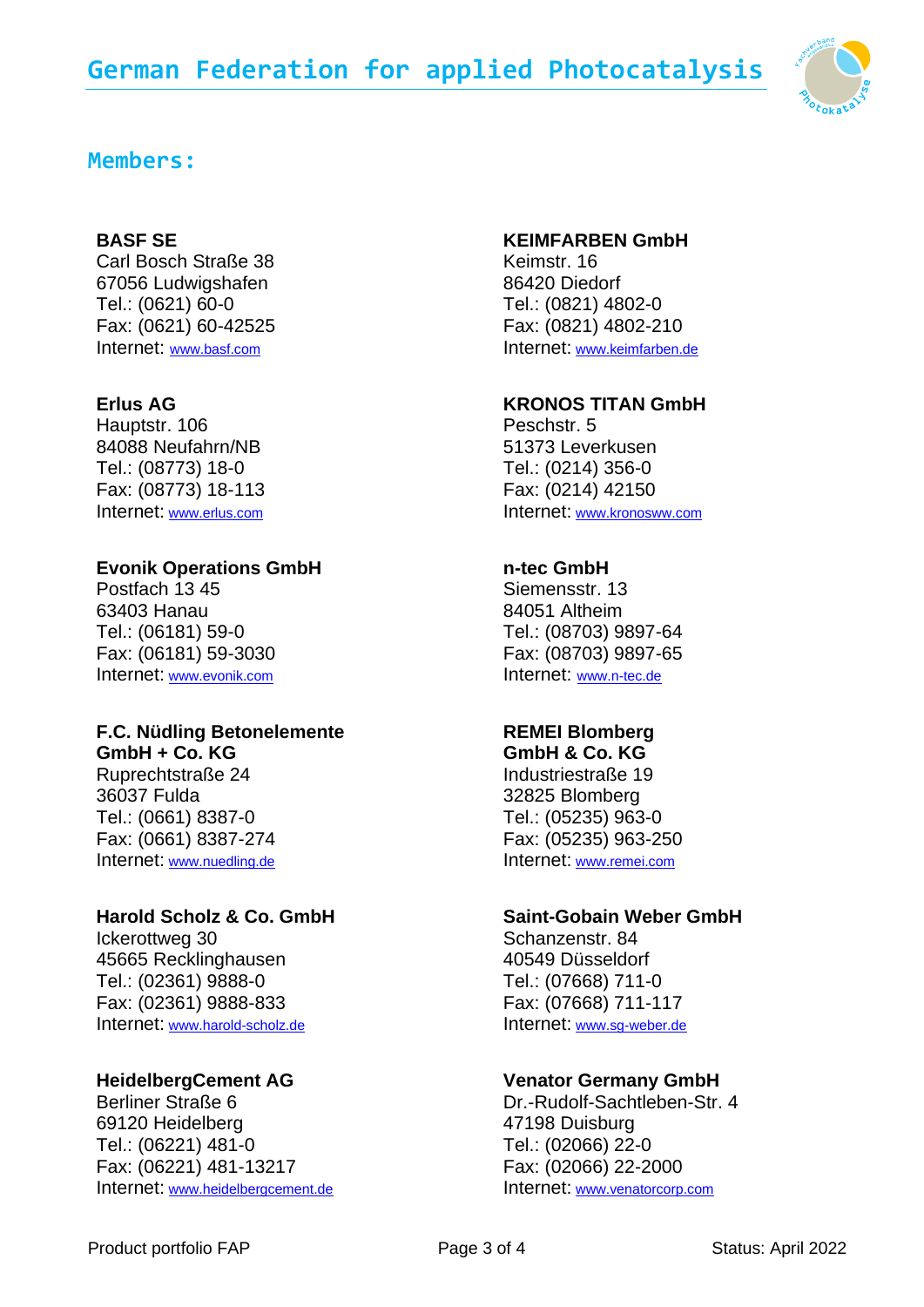# German Federation for applied Photocatalysis

## Members:

**BASF SE**
Carl Bosch Straße 38
67056 Ludwigshafen
Tel.: (0621) 60-0
Fax: (0621) 60-42525
Internet: www.basf.com

**Erlus AG**
Hauptstr. 106
84088 Neufahrn/NB
Tel.: (08773) 18-0
Fax: (08773) 18-113
Internet: www.erlus.com

**Evonik Operations GmbH**
Postfach 13 45
63403 Hanau
Tel.: (06181) 59-0
Fax: (06181) 59-3030
Internet: www.evonik.com

**F.C. Nüdling Betonelemente GmbH + Co. KG**
Ruprechtstraße 24
36037 Fulda
Tel.: (0661) 8387-0
Fax: (0661) 8387-274
Internet: www.nuedling.de

**Harold Scholz & Co. GmbH**
Ickerottweg 30
45665 Recklinghausen
Tel.: (02361) 9888-0
Fax: (02361) 9888-833
Internet: www.harold-scholz.de

**HeidelbergCement AG**
Berliner Straße 6
69120 Heidelberg
Tel.: (06221) 481-0
Fax: (06221) 481-13217
Internet: www.heidelbergcement.de

**KEIMFARBEN GmbH**
Keimstr. 16
86420 Diedorf
Tel.: (0821) 4802-0
Fax: (0821) 4802-210
Internet: www.keimfarben.de

**KRONOS TITAN GmbH**
Peschstr. 5
51373 Leverkusen
Tel.: (0214) 356-0
Fax: (0214) 42150
Internet: www.kronosww.com

**n-tec GmbH**
Siemensstr. 13
84051 Altheim
Tel.: (08703) 9897-64
Fax: (08703) 9897-65
Internet: www.n-tec.de

**REMEI Blomberg GmbH & Co. KG**
Industriestraße 19
32825 Blomberg
Tel.: (05235) 963-0
Fax: (05235) 963-250
Internet: www.remei.com

**Saint-Gobain Weber GmbH**
Schanzenstr. 84
40549 Düsseldorf
Tel.: (07668) 711-0
Fax: (07668) 711-117
Internet: www.sg-weber.de

**Venator Germany GmbH**
Dr.-Rudolf-Sachtleben-Str. 4
47198 Duisburg
Tel.: (02066) 22-0
Fax: (02066) 22-2000
Internet: www.venatorcorp.com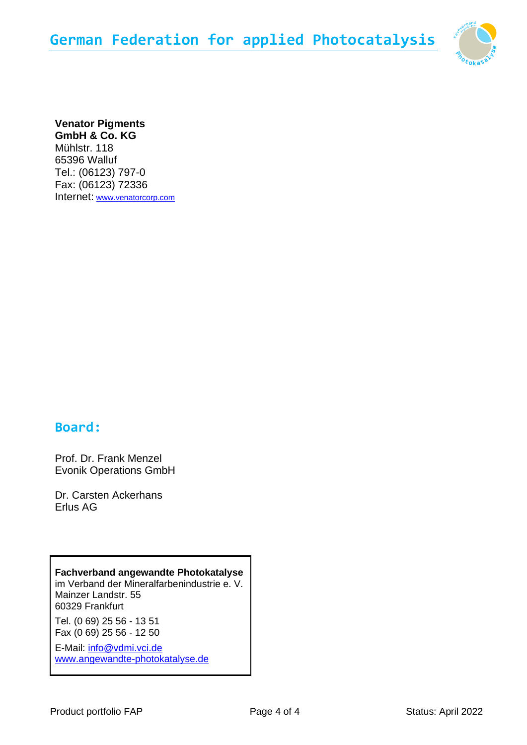**Venator Pigments GmbH & Co. KG**
Mühlstr. 118
65396 Walluf
Tel.: (06123) 797-0
Fax: (06123) 72336
Internet: www.venatorcorp.com

## Board:

Prof. Dr. Frank Menzel
Evonik Operations GmbH

Dr. Carsten Ackerhans
Erlus AG

**Fachverband angewandte Photokatalyse**
im Verband der Mineralfarbenindustrie e. V.
Mainzer Landstr. 55
60329 Frankfurt

Tel. (0 69) 25 56 - 13 51
Fax (0 69) 25 56 - 12 50

E-Mail: info@vdmi.vci.de
www.angewandte-photokatalyse.de